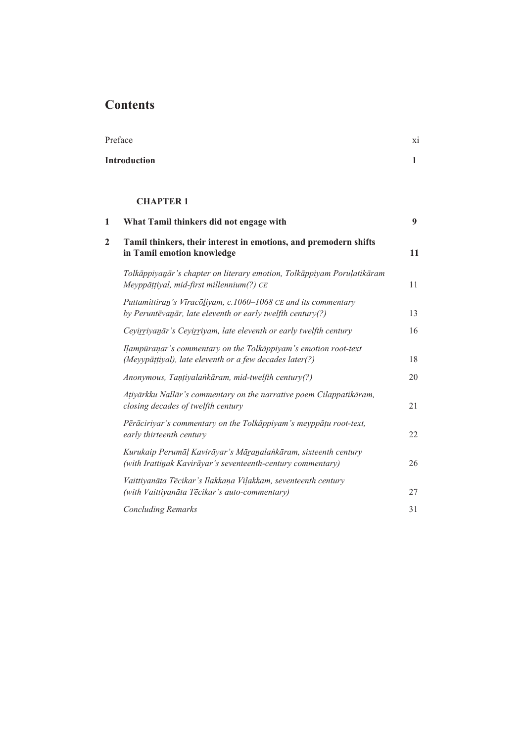# Contents

| | | |
|---|---|---|
| Preface | | xi |
| **Introduction** | | **1** |

**CHAPTER 1**

| | | |
|---|---|---|
| **1** | **What Tamil thinkers did not engage with** | **9** |
| **2** | **Tamil thinkers, their interest in emotions, and premodern shifts in Tamil emotion knowledge** | **11** |
| | *Tolkāppiyaṉār's chapter on literary emotion, Tolkāppiyam Poruḷatikāram Meyppāṭṭiyal, mid-first millennium(?) CE* | 11 |
| | *Puttamittiraṉ's Vīracōḻiyam, c.1060–1068 CE and its commentary by Peruntēvaṉār, late eleventh or early twelfth century(?)* | 13 |
| | *Ceyiṟṟiyaṉār's Ceyiṟṟiyam, late eleventh or early twelfth century* | 16 |
| | *Iḷampūraṇar's commentary on the Tolkāppiyam's emotion root-text (Meyypāṭṭiyal), late eleventh or a few decades later(?)* | 18 |
| | *Anonymous, Taṇṭiyalaṅkāram, mid-twelfth century(?)* | 20 |
| | *Aṭiyārkku Nallār's commentary on the narrative poem Cilappatikāram, closing decades of twelfth century* | 21 |
| | *Pērāciriyar's commentary on the Tolkāppiyam's meyppāṭu root-text, early thirteenth century* | 22 |
| | *Kurukaip Perumāḷ Kavirāyar's Māṟaṉalaṅkāram, sixteenth century (with Irattiṉak Kavirāyar's seventeenth-century commentary)* | 26 |
| | *Vaittiyanāta Tēcikar's Ilakkaṇa Viḷakkam, seventeenth century (with Vaittiyanāta Tēcikar's auto-commentary)* | 27 |
| | *Concluding Remarks* | 31 |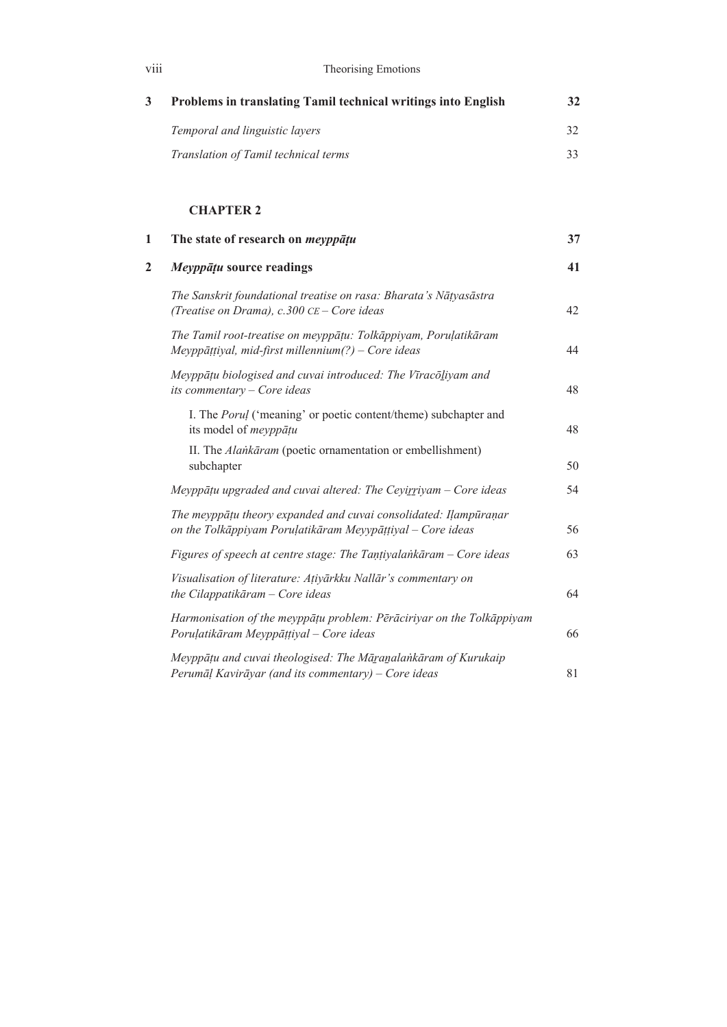| | | |
|---|---|---|
| **3** | **Problems in translating Tamil technical writings into English** | **32** |
| | *Temporal and linguistic layers* | 32 |
| | *Translation of Tamil technical terms* | 33 |

## CHAPTER 2

| | | |
|---|---|---|
| **1** | **The state of research on *meyppāṭu*** | **37** |
| **2** | ***Meyppāṭu* source readings** | **41** |
| | *The Sanskrit foundational treatise on rasa: Bharata's Nāṭyasāstra (Treatise on Drama), c.300 CE – Core ideas* | 42 |
| | *The Tamil root-treatise on meyppāṭu: Tolkāppiyam, Poruḷatikāram Meyppāṭṭiyal, mid-first millennium(?) – Core ideas* | 44 |
| | *Meyppāṭu biologised and cuvai introduced: The Vīracōḻiyam and its commentary – Core ideas* | 48 |
| | I. The *Poruḷ* ('meaning' or poetic content/theme) subchapter and its model of *meyppāṭu* | 48 |
| | II. The *Alaṅkāram* (poetic ornamentation or embellishment) subchapter | 50 |
| | *Meyppāṭu upgraded and cuvai altered: The Ceyiṟṟiyam – Core ideas* | 54 |
| | *The meyppāṭu theory expanded and cuvai consolidated: Iḷampūraṇar on the Tolkāppiyam Poruḷatikāram Meyypāṭṭiyal – Core ideas* | 56 |
| | *Figures of speech at centre stage: The Taṇṭiyalaṅkāram – Core ideas* | 63 |
| | *Visualisation of literature: Aṭiyārkku Nallār's commentary on the Cilappatikāram – Core ideas* | 64 |
| | *Harmonisation of the meyppāṭu problem: Pērāciriyar on the Tolkāppiyam Poruḷatikāram Meyppāṭṭiyal – Core ideas* | 66 |
| | *Meyppāṭu and cuvai theologised: The Māṟaṉalaṅkāram of Kurukaip Perumāḷ Kavirāyar (and its commentary) – Core ideas* | 81 |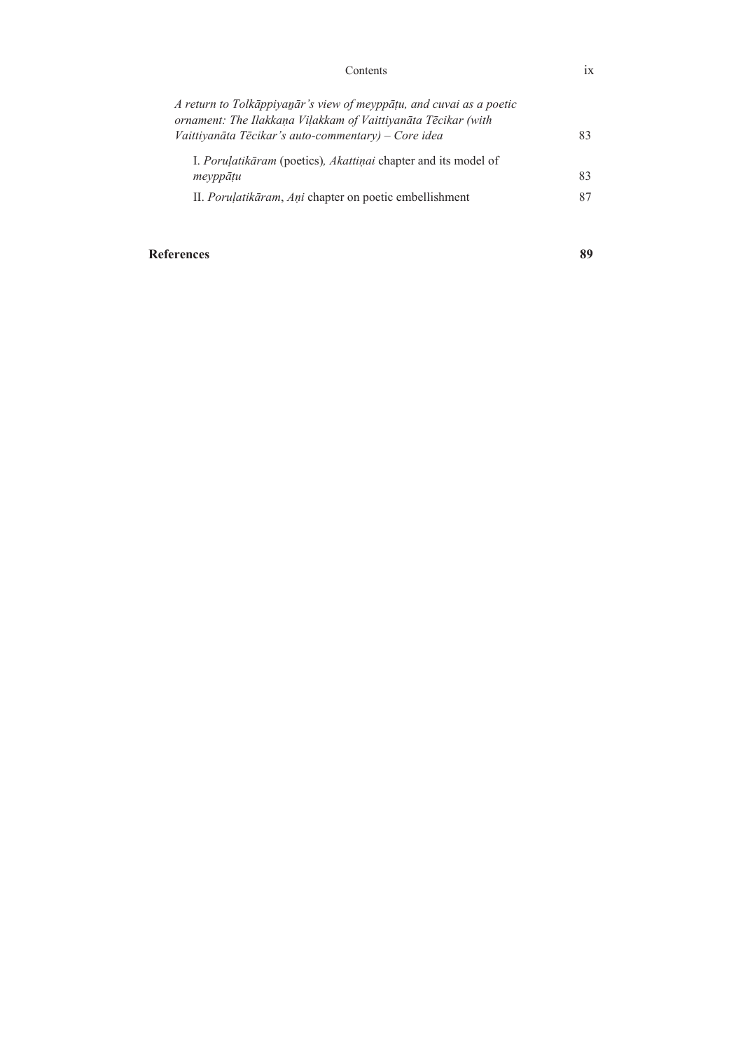*A return to Tolkāppiyaṉār's view of meyppāṭu, and cuvai as a poetic ornament: The Ilakkaṇa Viḷakkam of Vaittiyanāta Tēcikar (with Vaittiyanāta Tēcikar's auto-commentary) – Core idea* 83

I. *Poruḷatikāram* (poetics)*, Akattiṇai* chapter and its model of *meyppāṭu* 83

II. *Poruḷatikāram*, *Aṇi* chapter on poetic embellishment 87

**References** **89**